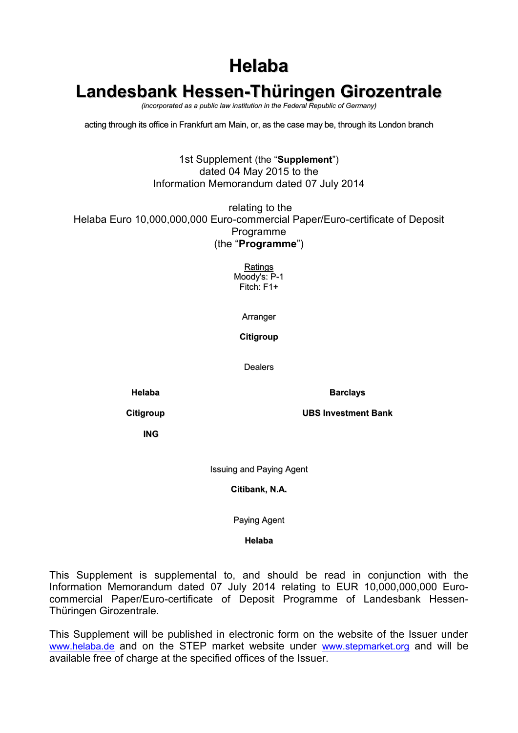# Helaba

# Landesbank Hessen-Thüringen Girozentrale

*(incorporated as a public law institution in the Federal Republic of Germany)*

acting through its office in Frankfurt am Main, or, as the case may be, through its London branch

1st Supplement (the "**Supplement**")
dated 04 May 2015 to the
Information Memorandum dated 07 July 2014

relating to the
Helaba Euro 10,000,000,000 Euro-commercial Paper/Euro-certificate of Deposit Programme
(the "**Programme**")

Ratings
Moody's: P-1
Fitch: F1+

Arranger

**Citigroup**

Dealers

**Helaba**

**Barclays**

**Citigroup**

**UBS Investment Bank**

**ING**

Issuing and Paying Agent

**Citibank, N.A.**

Paying Agent

**Helaba**

This Supplement is supplemental to, and should be read in conjunction with the Information Memorandum dated 07 July 2014 relating to EUR 10,000,000,000 Euro-commercial Paper/Euro-certificate of Deposit Programme of Landesbank Hessen-Thüringen Girozentrale.

This Supplement will be published in electronic form on the website of the Issuer under www.helaba.de and on the STEP market website under www.stepmarket.org and will be available free of charge at the specified offices of the Issuer.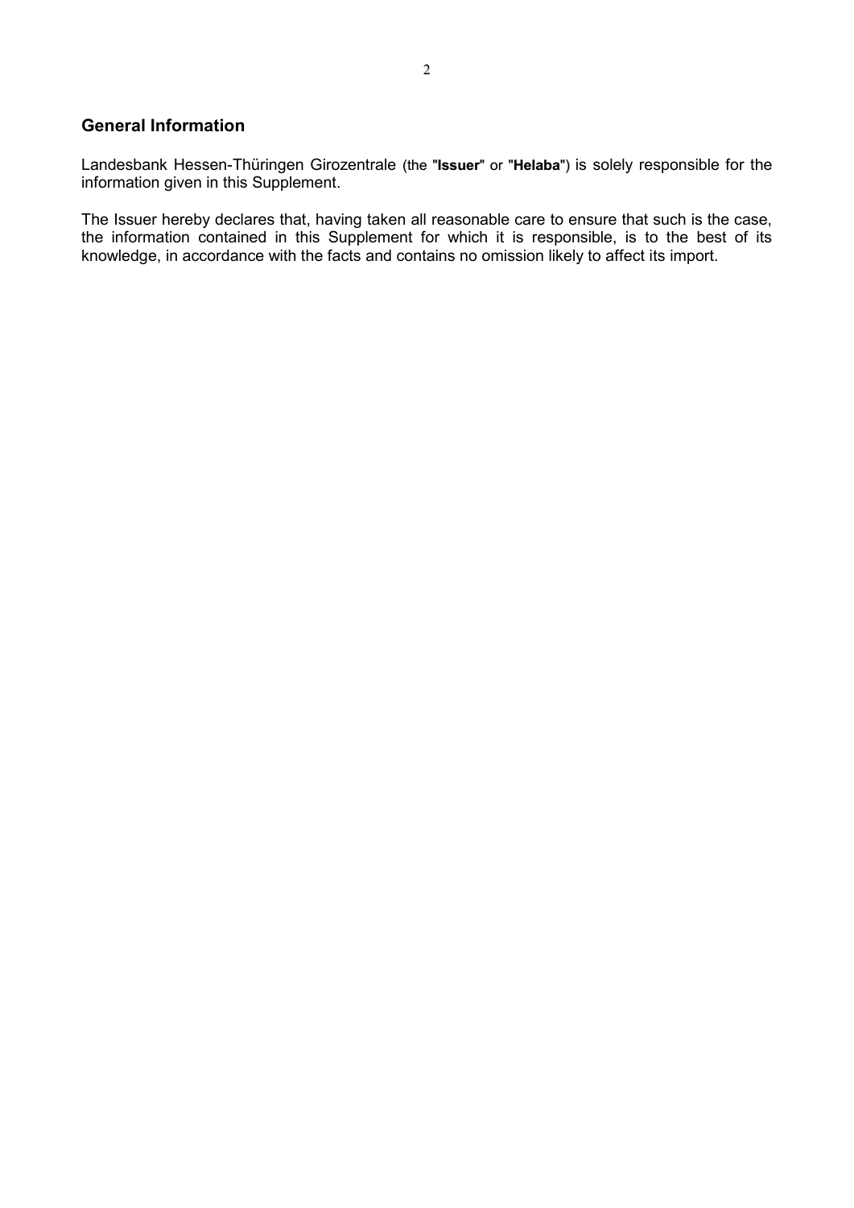## General Information

Landesbank Hessen-Thüringen Girozentrale (the "**Issuer**" or "**Helaba**") is solely responsible for the information given in this Supplement.

The Issuer hereby declares that, having taken all reasonable care to ensure that such is the case, the information contained in this Supplement for which it is responsible, is to the best of its knowledge, in accordance with the facts and contains no omission likely to affect its import.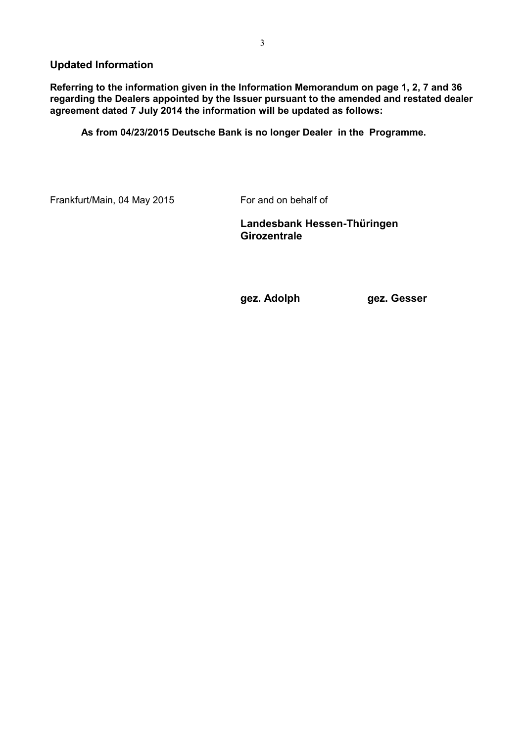## Updated Information

**Referring to the information given in the Information Memorandum on page 1, 2, 7 and 36 regarding the Dealers appointed by the Issuer pursuant to the amended and restated dealer agreement dated 7 July 2014 the information will be updated as follows:**

**As from 04/23/2015 Deutsche Bank is no longer Dealer in the Programme.**

Frankfurt/Main, 04 May 2015

For and on behalf of

**Landesbank Hessen-Thüringen Girozentrale**

**gez. Adolph** **gez. Gesser**